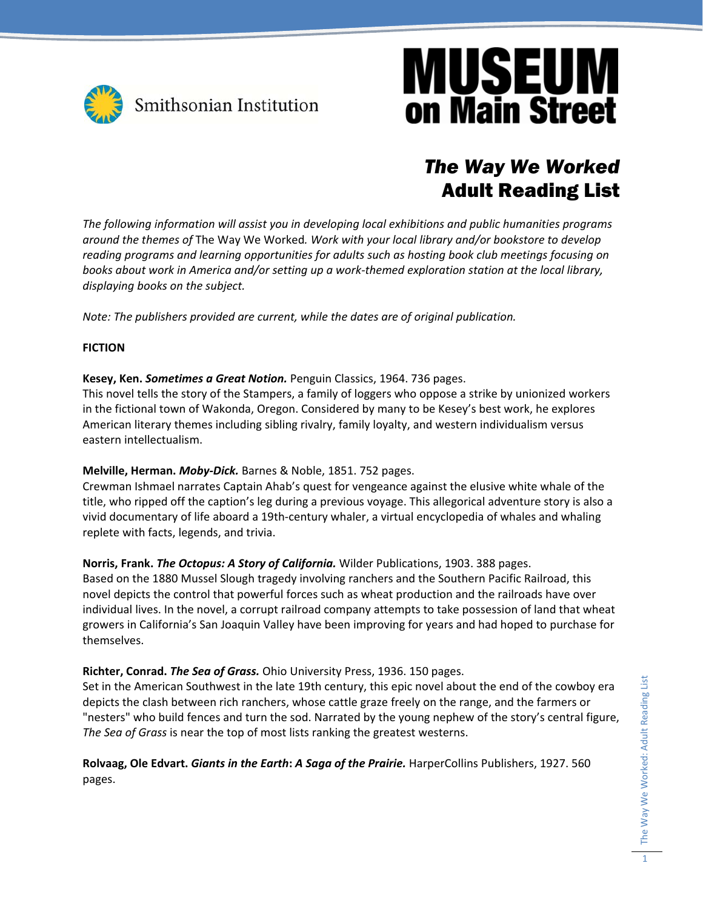Smithsonian Institution

# MUSEUM on Main Street

## *The Way We Worked* Adult Reading List

*The following information will assist you in developing local exhibitions and public humanities programs around the themes of* The Way We Worked*. Work with your local library and/or bookstore to develop reading programs and learning opportunities for adults such as hosting book club meetings focusing on books about work in America and/or setting up a work-themed exploration station at the local library, displaying books on the subject.*

*Note: The publishers provided are current, while the dates are of original publication.*

### FICTION

**Kesey, Ken. *Sometimes a Great Notion.*** Penguin Classics, 1964. 736 pages.
This novel tells the story of the Stampers, a family of loggers who oppose a strike by unionized workers in the fictional town of Wakonda, Oregon. Considered by many to be Kesey's best work, he explores American literary themes including sibling rivalry, family loyalty, and western individualism versus eastern intellectualism.

**Melville, Herman. *Moby-Dick.*** Barnes & Noble, 1851. 752 pages.
Crewman Ishmael narrates Captain Ahab's quest for vengeance against the elusive white whale of the title, who ripped off the caption's leg during a previous voyage. This allegorical adventure story is also a vivid documentary of life aboard a 19th-century whaler, a virtual encyclopedia of whales and whaling replete with facts, legends, and trivia.

**Norris, Frank. *The Octopus: A Story of California.*** Wilder Publications, 1903. 388 pages.
Based on the 1880 Mussel Slough tragedy involving ranchers and the Southern Pacific Railroad, this novel depicts the control that powerful forces such as wheat production and the railroads have over individual lives. In the novel, a corrupt railroad company attempts to take possession of land that wheat growers in California's San Joaquin Valley have been improving for years and had hoped to purchase for themselves.

**Richter, Conrad. *The Sea of Grass.*** Ohio University Press, 1936. 150 pages.
Set in the American Southwest in the late 19th century, this epic novel about the end of the cowboy era depicts the clash between rich ranchers, whose cattle graze freely on the range, and the farmers or "nesters" who build fences and turn the sod. Narrated by the young nephew of the story's central figure, *The Sea of Grass* is near the top of most lists ranking the greatest westerns.

**Rolvaag, Ole Edvart. *Giants in the Earth*: *A Saga of the Prairie.*** HarperCollins Publishers, 1927. 560 pages.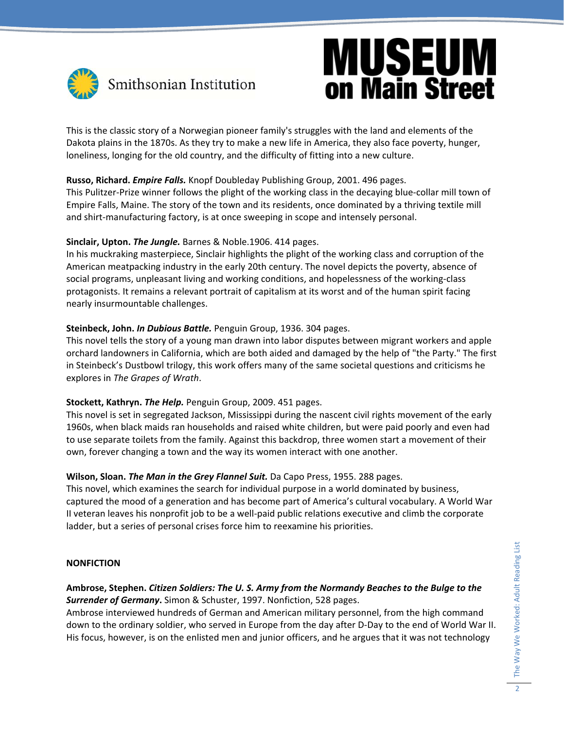This is the classic story of a Norwegian pioneer family's struggles with the land and elements of the Dakota plains in the 1870s. As they try to make a new life in America, they also face poverty, hunger, loneliness, longing for the old country, and the difficulty of fitting into a new culture.

**Russo, Richard. *Empire Falls.*** Knopf Doubleday Publishing Group, 2001. 496 pages.
This Pulitzer-Prize winner follows the plight of the working class in the decaying blue-collar mill town of Empire Falls, Maine. The story of the town and its residents, once dominated by a thriving textile mill and shirt-manufacturing factory, is at once sweeping in scope and intensely personal.

**Sinclair, Upton. *The Jungle.*** Barnes & Noble.1906. 414 pages.
In his muckraking masterpiece, Sinclair highlights the plight of the working class and corruption of the American meatpacking industry in the early 20th century. The novel depicts the poverty, absence of social programs, unpleasant living and working conditions, and hopelessness of the working-class protagonists. It remains a relevant portrait of capitalism at its worst and of the human spirit facing nearly insurmountable challenges.

**Steinbeck, John. *In Dubious Battle.*** Penguin Group, 1936. 304 pages.
This novel tells the story of a young man drawn into labor disputes between migrant workers and apple orchard landowners in California, which are both aided and damaged by the help of "the Party." The first in Steinbeck's Dustbowl trilogy, this work offers many of the same societal questions and criticisms he explores in *The Grapes of Wrath*.

**Stockett, Kathryn. *The Help.*** Penguin Group, 2009. 451 pages.
This novel is set in segregated Jackson, Mississippi during the nascent civil rights movement of the early 1960s, when black maids ran households and raised white children, but were paid poorly and even had to use separate toilets from the family. Against this backdrop, three women start a movement of their own, forever changing a town and the way its women interact with one another.

**Wilson, Sloan. *The Man in the Grey Flannel Suit.*** Da Capo Press, 1955. 288 pages.
This novel, which examines the search for individual purpose in a world dominated by business, captured the mood of a generation and has become part of America's cultural vocabulary. A World War II veteran leaves his nonprofit job to be a well-paid public relations executive and climb the corporate ladder, but a series of personal crises force him to reexamine his priorities.

## NONFICTION

**Ambrose, Stephen. *Citizen Soldiers: The U. S. Army from the Normandy Beaches to the Bulge to the Surrender of Germany*.** Simon & Schuster, 1997. Nonfiction, 528 pages.
Ambrose interviewed hundreds of German and American military personnel, from the high command down to the ordinary soldier, who served in Europe from the day after D-Day to the end of World War II. His focus, however, is on the enlisted men and junior officers, and he argues that it was not technology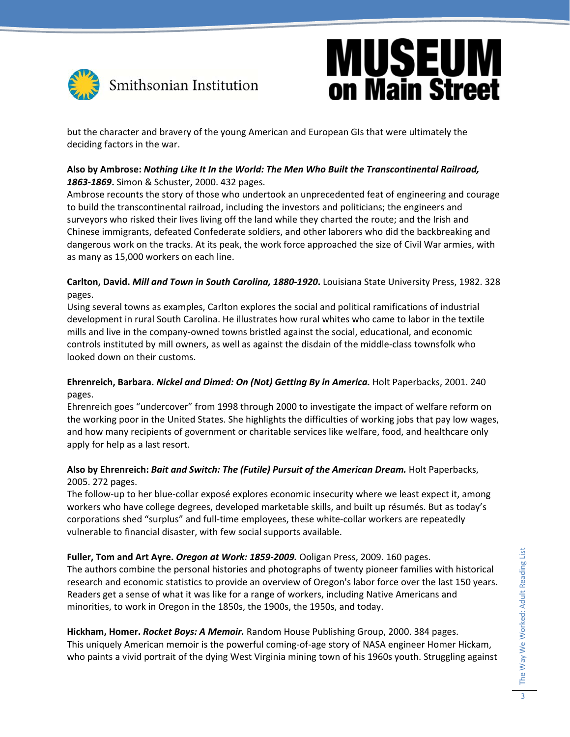but the character and bravery of the young American and European GIs that were ultimately the deciding factors in the war.

**Also by Ambrose: *Nothing Like It In the World: The Men Who Built the Transcontinental Railroad, 1863-1869*.** Simon & Schuster, 2000. 432 pages.
Ambrose recounts the story of those who undertook an unprecedented feat of engineering and courage to build the transcontinental railroad, including the investors and politicians; the engineers and surveyors who risked their lives living off the land while they charted the route; and the Irish and Chinese immigrants, defeated Confederate soldiers, and other laborers who did the backbreaking and dangerous work on the tracks. At its peak, the work force approached the size of Civil War armies, with as many as 15,000 workers on each line.

**Carlton, David. *Mill and Town in South Carolina, 1880-1920*.** Louisiana State University Press, 1982. 328 pages.
Using several towns as examples, Carlton explores the social and political ramifications of industrial development in rural South Carolina. He illustrates how rural whites who came to labor in the textile mills and live in the company-owned towns bristled against the social, educational, and economic controls instituted by mill owners, as well as against the disdain of the middle-class townsfolk who looked down on their customs.

**Ehrenreich, Barbara. *Nickel and Dimed: On (Not) Getting By in America.*** Holt Paperbacks, 2001. 240 pages.
Ehrenreich goes "undercover" from 1998 through 2000 to investigate the impact of welfare reform on the working poor in the United States. She highlights the difficulties of working jobs that pay low wages, and how many recipients of government or charitable services like welfare, food, and healthcare only apply for help as a last resort.

**Also by Ehrenreich: *Bait and Switch: The (Futile) Pursuit of the American Dream.*** Holt Paperbacks, 2005. 272 pages.
The follow-up to her blue-collar exposé explores economic insecurity where we least expect it, among workers who have college degrees, developed marketable skills, and built up résumés. But as today's corporations shed "surplus" and full-time employees, these white-collar workers are repeatedly vulnerable to financial disaster, with few social supports available.

**Fuller, Tom and Art Ayre. *Oregon at Work: 1859-2009.*** Ooligan Press, 2009. 160 pages.
The authors combine the personal histories and photographs of twenty pioneer families with historical research and economic statistics to provide an overview of Oregon's labor force over the last 150 years. Readers get a sense of what it was like for a range of workers, including Native Americans and minorities, to work in Oregon in the 1850s, the 1900s, the 1950s, and today.

**Hickham, Homer. *Rocket Boys: A Memoir.*** Random House Publishing Group, 2000. 384 pages.
This uniquely American memoir is the powerful coming-of-age story of NASA engineer Homer Hickam, who paints a vivid portrait of the dying West Virginia mining town of his 1960s youth. Struggling against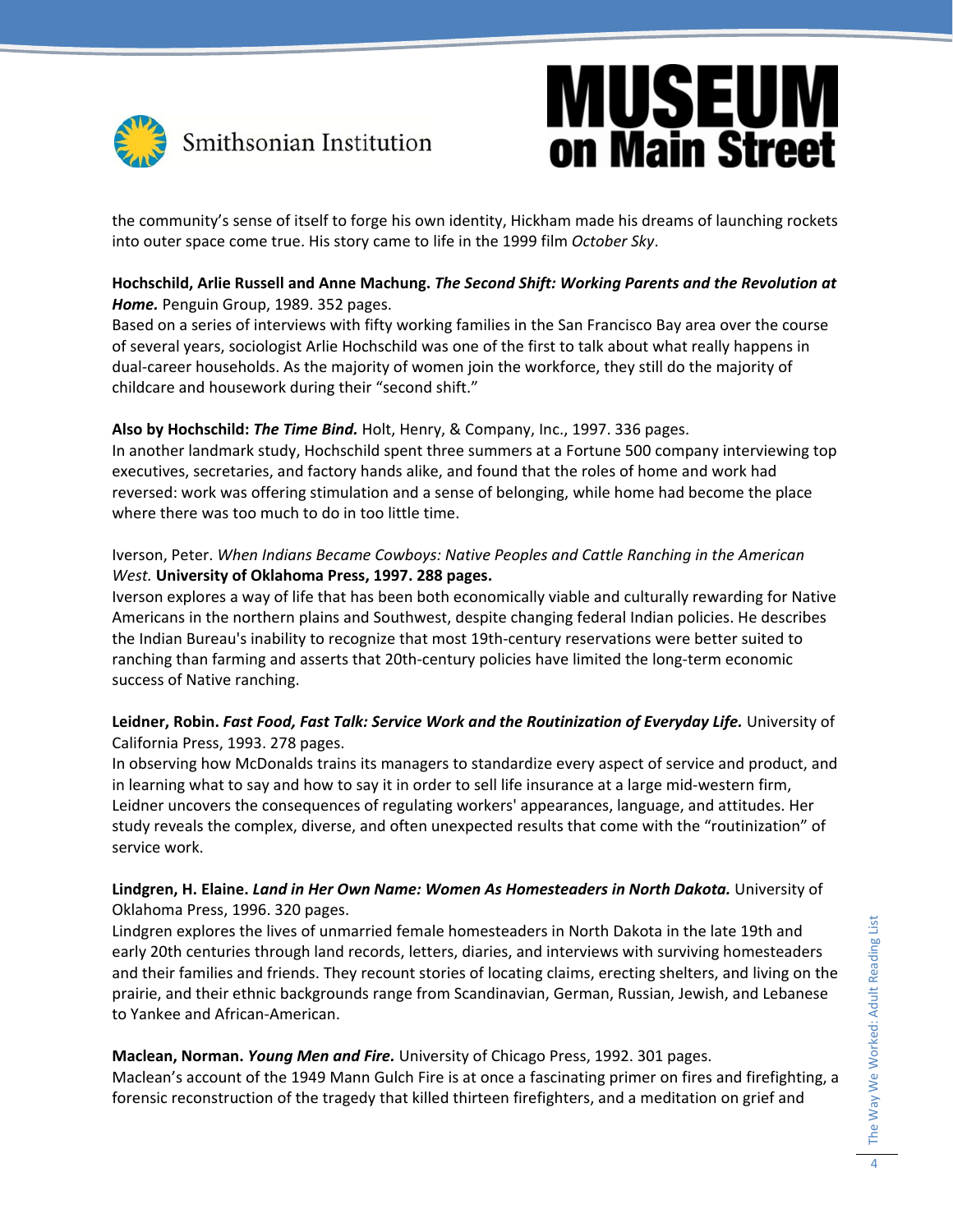the community's sense of itself to forge his own identity, Hickham made his dreams of launching rockets into outer space come true. His story came to life in the 1999 film *October Sky*.

**Hochschild, Arlie Russell and Anne Machung. *The Second Shift: Working Parents and the Revolution at Home.*** Penguin Group, 1989. 352 pages.
Based on a series of interviews with fifty working families in the San Francisco Bay area over the course of several years, sociologist Arlie Hochschild was one of the first to talk about what really happens in dual-career households. As the majority of women join the workforce, they still do the majority of childcare and housework during their "second shift."

**Also by Hochschild: *The Time Bind.*** Holt, Henry, & Company, Inc., 1997. 336 pages.
In another landmark study, Hochschild spent three summers at a Fortune 500 company interviewing top executives, secretaries, and factory hands alike, and found that the roles of home and work had reversed: work was offering stimulation and a sense of belonging, while home had become the place where there was too much to do in too little time.

Iverson, Peter. *When Indians Became Cowboys: Native Peoples and Cattle Ranching in the American West.* **University of Oklahoma Press, 1997. 288 pages.**
Iverson explores a way of life that has been both economically viable and culturally rewarding for Native Americans in the northern plains and Southwest, despite changing federal Indian policies. He describes the Indian Bureau's inability to recognize that most 19th-century reservations were better suited to ranching than farming and asserts that 20th-century policies have limited the long-term economic success of Native ranching.

**Leidner, Robin. *Fast Food, Fast Talk: Service Work and the Routinization of Everyday Life.*** University of California Press, 1993. 278 pages.
In observing how McDonalds trains its managers to standardize every aspect of service and product, and in learning what to say and how to say it in order to sell life insurance at a large mid-western firm, Leidner uncovers the consequences of regulating workers' appearances, language, and attitudes. Her study reveals the complex, diverse, and often unexpected results that come with the "routinization" of service work.

**Lindgren, H. Elaine. *Land in Her Own Name: Women As Homesteaders in North Dakota.*** University of Oklahoma Press, 1996. 320 pages.
Lindgren explores the lives of unmarried female homesteaders in North Dakota in the late 19th and early 20th centuries through land records, letters, diaries, and interviews with surviving homesteaders and their families and friends. They recount stories of locating claims, erecting shelters, and living on the prairie, and their ethnic backgrounds range from Scandinavian, German, Russian, Jewish, and Lebanese to Yankee and African-American.

**Maclean, Norman. *Young Men and Fire.*** University of Chicago Press, 1992. 301 pages.
Maclean's account of the 1949 Mann Gulch Fire is at once a fascinating primer on fires and firefighting, a forensic reconstruction of the tragedy that killed thirteen firefighters, and a meditation on grief and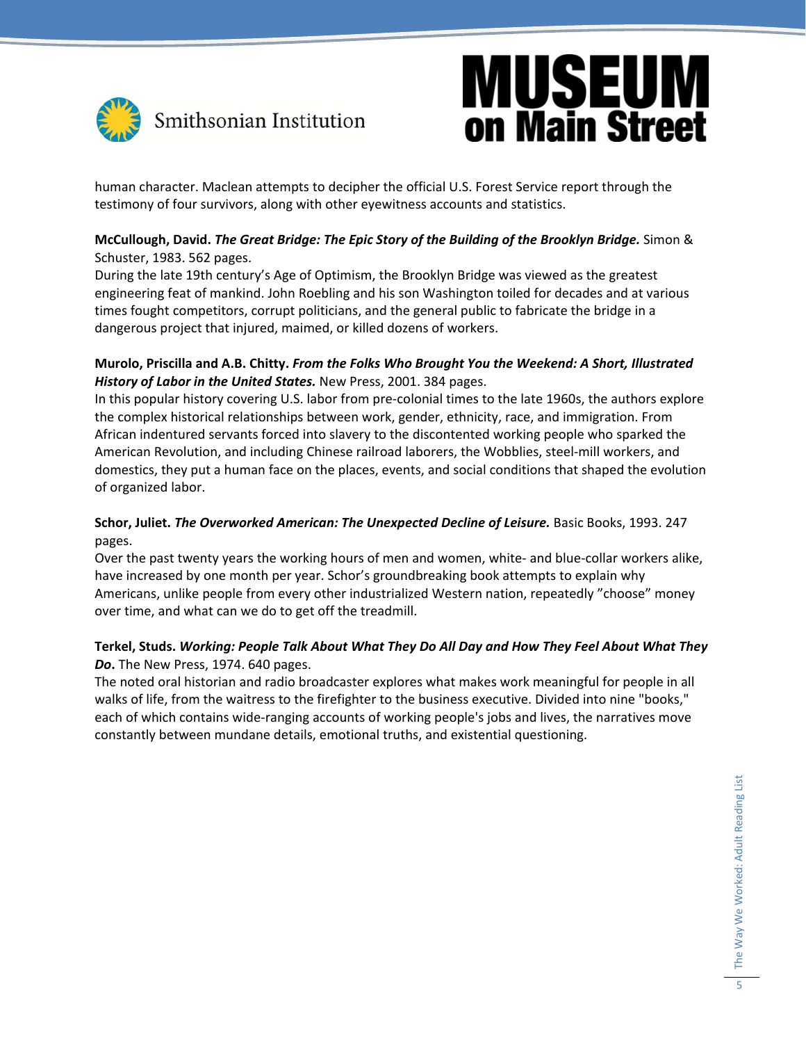human character. Maclean attempts to decipher the official U.S. Forest Service report through the testimony of four survivors, along with other eyewitness accounts and statistics.

**McCullough, David.** ***The Great Bridge: The Epic Story of the Building of the Brooklyn Bridge.*** Simon & Schuster, 1983. 562 pages.
During the late 19th century's Age of Optimism, the Brooklyn Bridge was viewed as the greatest engineering feat of mankind. John Roebling and his son Washington toiled for decades and at various times fought competitors, corrupt politicians, and the general public to fabricate the bridge in a dangerous project that injured, maimed, or killed dozens of workers.

**Murolo, Priscilla and A.B. Chitty.** ***From the Folks Who Brought You the Weekend: A Short, Illustrated History of Labor in the United States.*** New Press, 2001. 384 pages.
In this popular history covering U.S. labor from pre-colonial times to the late 1960s, the authors explore the complex historical relationships between work, gender, ethnicity, race, and immigration. From African indentured servants forced into slavery to the discontented working people who sparked the American Revolution, and including Chinese railroad laborers, the Wobblies, steel-mill workers, and domestics, they put a human face on the places, events, and social conditions that shaped the evolution of organized labor.

**Schor, Juliet.** ***The Overworked American: The Unexpected Decline of Leisure.*** Basic Books, 1993. 247 pages.
Over the past twenty years the working hours of men and women, white- and blue-collar workers alike, have increased by one month per year. Schor's groundbreaking book attempts to explain why Americans, unlike people from every other industrialized Western nation, repeatedly "choose" money over time, and what can we do to get off the treadmill.

**Terkel, Studs.** ***Working: People Talk About What They Do All Day and How They Feel About What They Do*****.** The New Press, 1974. 640 pages.
The noted oral historian and radio broadcaster explores what makes work meaningful for people in all walks of life, from the waitress to the firefighter to the business executive. Divided into nine "books," each of which contains wide-ranging accounts of working people's jobs and lives, the narratives move constantly between mundane details, emotional truths, and existential questioning.